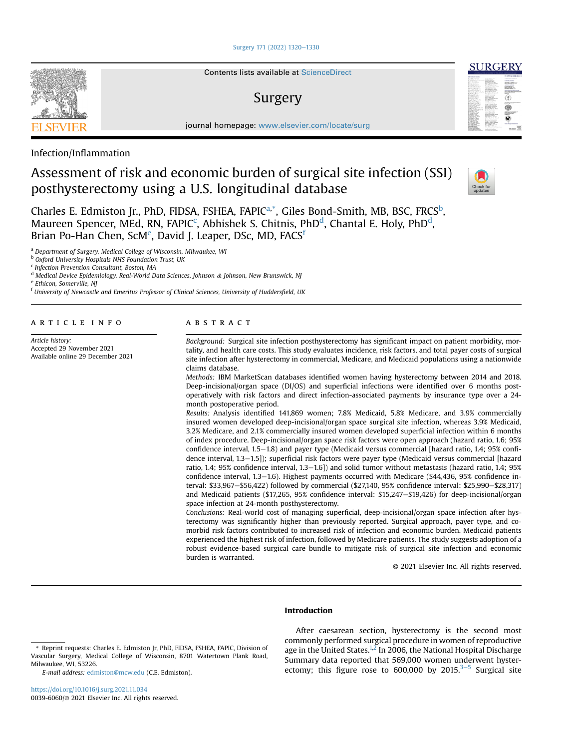Infection/Inflammation

# Assessment of risk and economic burden of surgical site infection (SSI) posthysterectomy using a U.S. longitudinal database

Charles E. Edmiston Jr., PhD, FIDSA, FSHEA, FAPIC[a,*], Giles Bond-Smith, MB, BSC, FRCS[b], Maureen Spencer, MEd, RN, FAPIC[c], Abhishek S. Chitnis, PhD[d], Chantal E. Holy, PhD[d], Brian Po-Han Chen, ScM[e], David J. Leaper, DSc, MD, FACS[f]

[a] Department of Surgery, Medical College of Wisconsin, Milwaukee, WI
[b] Oxford University Hospitals NHS Foundation Trust, UK
[c] Infection Prevention Consultant, Boston, MA
[d] Medical Device Epidemiology, Real-World Data Sciences, Johnson & Johnson, New Brunswick, NJ
[e] Ethicon, Somerville, NJ
[f] University of Newcastle and Emeritus Professor of Clinical Sciences, University of Huddersfield, UK

## ARTICLE INFO

*Article history:*
Accepted 29 November 2021
Available online 29 December 2021

## ABSTRACT

*Background:* Surgical site infection posthysterectomy has significant impact on patient morbidity, mortality, and health care costs. This study evaluates incidence, risk factors, and total payer costs of surgical site infection after hysterectomy in commercial, Medicare, and Medicaid populations using a nationwide claims database.

*Methods:* IBM MarketScan databases identified women having hysterectomy between 2014 and 2018. Deep-incisional/organ space (DI/OS) and superficial infections were identified over 6 months postoperatively with risk factors and direct infection-associated payments by insurance type over a 24-month postoperative period.

*Results:* Analysis identified 141,869 women; 7.8% Medicaid, 5.8% Medicare, and 3.9% commercially insured women developed deep-incisional/organ space surgical site infection, whereas 3.9% Medicaid, 3.2% Medicare, and 2.1% commercially insured women developed superficial infection within 6 months of index procedure. Deep-incisional/organ space risk factors were open approach (hazard ratio, 1.6; 95% confidence interval, 1.5–1.8) and payer type (Medicaid versus commercial [hazard ratio, 1.4; 95% confidence interval, 1.3–1.5]); superficial risk factors were payer type (Medicaid versus commercial [hazard ratio, 1.4; 95% confidence interval, 1.3–1.6]) and solid tumor without metastasis (hazard ratio, 1.4; 95% confidence interval, 1.3–1.6). Highest payments occurred with Medicare ($44,436, 95% confidence interval: $33,967–$56,422) followed by commercial ($27,140, 95% confidence interval: $25,990–$28,317) and Medicaid patients ($17,265, 95% confidence interval: $15,247–$19,426) for deep-incisional/organ space infection at 24-month posthysterectomy.

*Conclusions:* Real-world cost of managing superficial, deep-incisional/organ space infection after hysterectomy was significantly higher than previously reported. Surgical approach, payer type, and comorbid risk factors contributed to increased risk of infection and economic burden. Medicaid patients experienced the highest risk of infection, followed by Medicare patients. The study suggests adoption of a robust evidence-based surgical care bundle to mitigate risk of surgical site infection and economic burden is warranted.

© 2021 Elsevier Inc. All rights reserved.

## Introduction

After caesarean section, hysterectomy is the second most commonly performed surgical procedure in women of reproductive age in the United States.[1,2] In 2006, the National Hospital Discharge Summary data reported that 569,000 women underwent hysterectomy; this figure rose to 600,000 by 2015.[3–5] Surgical site

* Reprint requests: Charles E. Edmiston Jr, PhD, FIDSA, FSHEA, FAPIC, Division of Vascular Surgery, Medical College of Wisconsin, 8701 Watertown Plank Road, Milwaukee, WI, 53226.

E-mail address: edmiston@mcw.edu (C.E. Edmiston).

https://doi.org/10.1016/j.surg.2021.11.034
0039-6060/© 2021 Elsevier Inc. All rights reserved.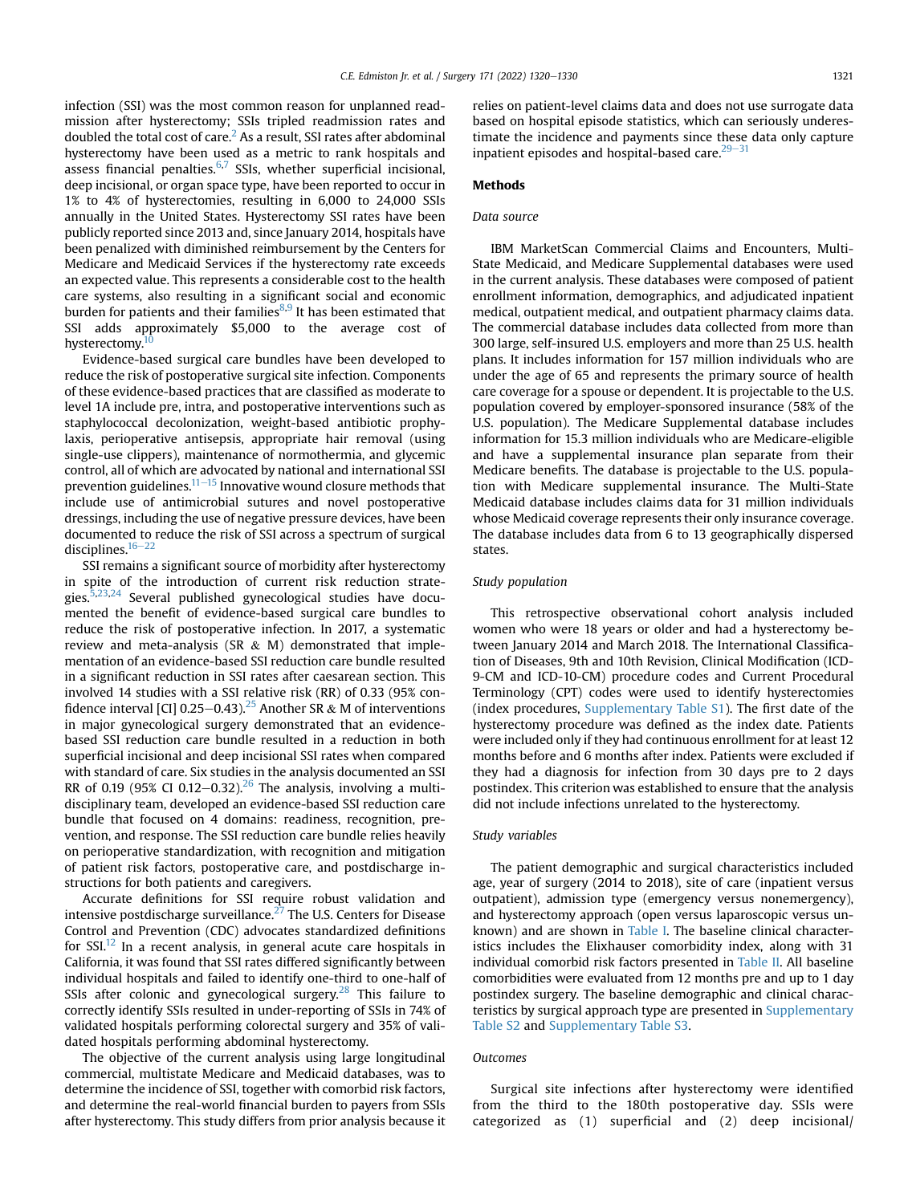infection (SSI) was the most common reason for unplanned readmission after hysterectomy; SSIs tripled readmission rates and doubled the total cost of care.[2] As a result, SSI rates after abdominal hysterectomy have been used as a metric to rank hospitals and assess financial penalties.[6,7] SSIs, whether superficial incisional, deep incisional, or organ space type, have been reported to occur in 1% to 4% of hysterectomies, resulting in 6,000 to 24,000 SSIs annually in the United States. Hysterectomy SSI rates have been publicly reported since 2013 and, since January 2014, hospitals have been penalized with diminished reimbursement by the Centers for Medicare and Medicaid Services if the hysterectomy rate exceeds an expected value. This represents a considerable cost to the health care systems, also resulting in a significant social and economic burden for patients and their families[8,9] It has been estimated that SSI adds approximately $5,000 to the average cost of hysterectomy.[10]

Evidence-based surgical care bundles have been developed to reduce the risk of postoperative surgical site infection. Components of these evidence-based practices that are classified as moderate to level 1A include pre, intra, and postoperative interventions such as staphylococcal decolonization, weight-based antibiotic prophylaxis, perioperative antisepsis, appropriate hair removal (using single-use clippers), maintenance of normothermia, and glycemic control, all of which are advocated by national and international SSI prevention guidelines.[11–15] Innovative wound closure methods that include use of antimicrobial sutures and novel postoperative dressings, including the use of negative pressure devices, have been documented to reduce the risk of SSI across a spectrum of surgical disciplines.[16–22]

SSI remains a significant source of morbidity after hysterectomy in spite of the introduction of current risk reduction strategies.[5,23,24] Several published gynecological studies have documented the benefit of evidence-based surgical care bundles to reduce the risk of postoperative infection. In 2017, a systematic review and meta-analysis (SR & M) demonstrated that implementation of an evidence-based SSI reduction care bundle resulted in a significant reduction in SSI rates after caesarean section. This involved 14 studies with a SSI relative risk (RR) of 0.33 (95% confidence interval [CI] 0.25–0.43).[25] Another SR & M of interventions in major gynecological surgery demonstrated that an evidence-based SSI reduction care bundle resulted in a reduction in both superficial incisional and deep incisional SSI rates when compared with standard of care. Six studies in the analysis documented an SSI RR of 0.19 (95% CI 0.12–0.32).[26] The analysis, involving a multidisciplinary team, developed an evidence-based SSI reduction care bundle that focused on 4 domains: readiness, recognition, prevention, and response. The SSI reduction care bundle relies heavily on perioperative standardization, with recognition and mitigation of patient risk factors, postoperative care, and postdischarge instructions for both patients and caregivers.

Accurate definitions for SSI require robust validation and intensive postdischarge surveillance.[27] The U.S. Centers for Disease Control and Prevention (CDC) advocates standardized definitions for SSI.[12] In a recent analysis, in general acute care hospitals in California, it was found that SSI rates differed significantly between individual hospitals and failed to identify one-third to one-half of SSIs after colonic and gynecological surgery.[28] This failure to correctly identify SSIs resulted in under-reporting of SSIs in 74% of validated hospitals performing colorectal surgery and 35% of validated hospitals performing abdominal hysterectomy.

The objective of the current analysis using large longitudinal commercial, multistate Medicare and Medicaid databases, was to determine the incidence of SSI, together with comorbid risk factors, and determine the real-world financial burden to payers from SSIs after hysterectomy. This study differs from prior analysis because it relies on patient-level claims data and does not use surrogate data based on hospital episode statistics, which can seriously underestimate the incidence and payments since these data only capture inpatient episodes and hospital-based care.[29–31]

## Methods

### Data source

IBM MarketScan Commercial Claims and Encounters, Multi-State Medicaid, and Medicare Supplemental databases were used in the current analysis. These databases were composed of patient enrollment information, demographics, and adjudicated inpatient medical, outpatient medical, and outpatient pharmacy claims data. The commercial database includes data collected from more than 300 large, self-insured U.S. employers and more than 25 U.S. health plans. It includes information for 157 million individuals who are under the age of 65 and represents the primary source of health care coverage for a spouse or dependent. It is projectable to the U.S. population covered by employer-sponsored insurance (58% of the U.S. population). The Medicare Supplemental database includes information for 15.3 million individuals who are Medicare-eligible and have a supplemental insurance plan separate from their Medicare benefits. The database is projectable to the U.S. population with Medicare supplemental insurance. The Multi-State Medicaid database includes claims data for 31 million individuals whose Medicaid coverage represents their only insurance coverage. The database includes data from 6 to 13 geographically dispersed states.

### Study population

This retrospective observational cohort analysis included women who were 18 years or older and had a hysterectomy between January 2014 and March 2018. The International Classification of Diseases, 9th and 10th Revision, Clinical Modification (ICD-9-CM and ICD-10-CM) procedure codes and Current Procedural Terminology (CPT) codes were used to identify hysterectomies (index procedures, Supplementary Table S1). The first date of the hysterectomy procedure was defined as the index date. Patients were included only if they had continuous enrollment for at least 12 months before and 6 months after index. Patients were excluded if they had a diagnosis for infection from 30 days pre to 2 days postindex. This criterion was established to ensure that the analysis did not include infections unrelated to the hysterectomy.

### Study variables

The patient demographic and surgical characteristics included age, year of surgery (2014 to 2018), site of care (inpatient versus outpatient), admission type (emergency versus nonemergency), and hysterectomy approach (open versus laparoscopic versus unknown) and are shown in Table I. The baseline clinical characteristics includes the Elixhauser comorbidity index, along with 31 individual comorbid risk factors presented in Table II. All baseline comorbidities were evaluated from 12 months pre and up to 1 day postindex surgery. The baseline demographic and clinical characteristics by surgical approach type are presented in Supplementary Table S2 and Supplementary Table S3.

### Outcomes

Surgical site infections after hysterectomy were identified from the third to the 180th postoperative day. SSIs were categorized as (1) superficial and (2) deep incisional/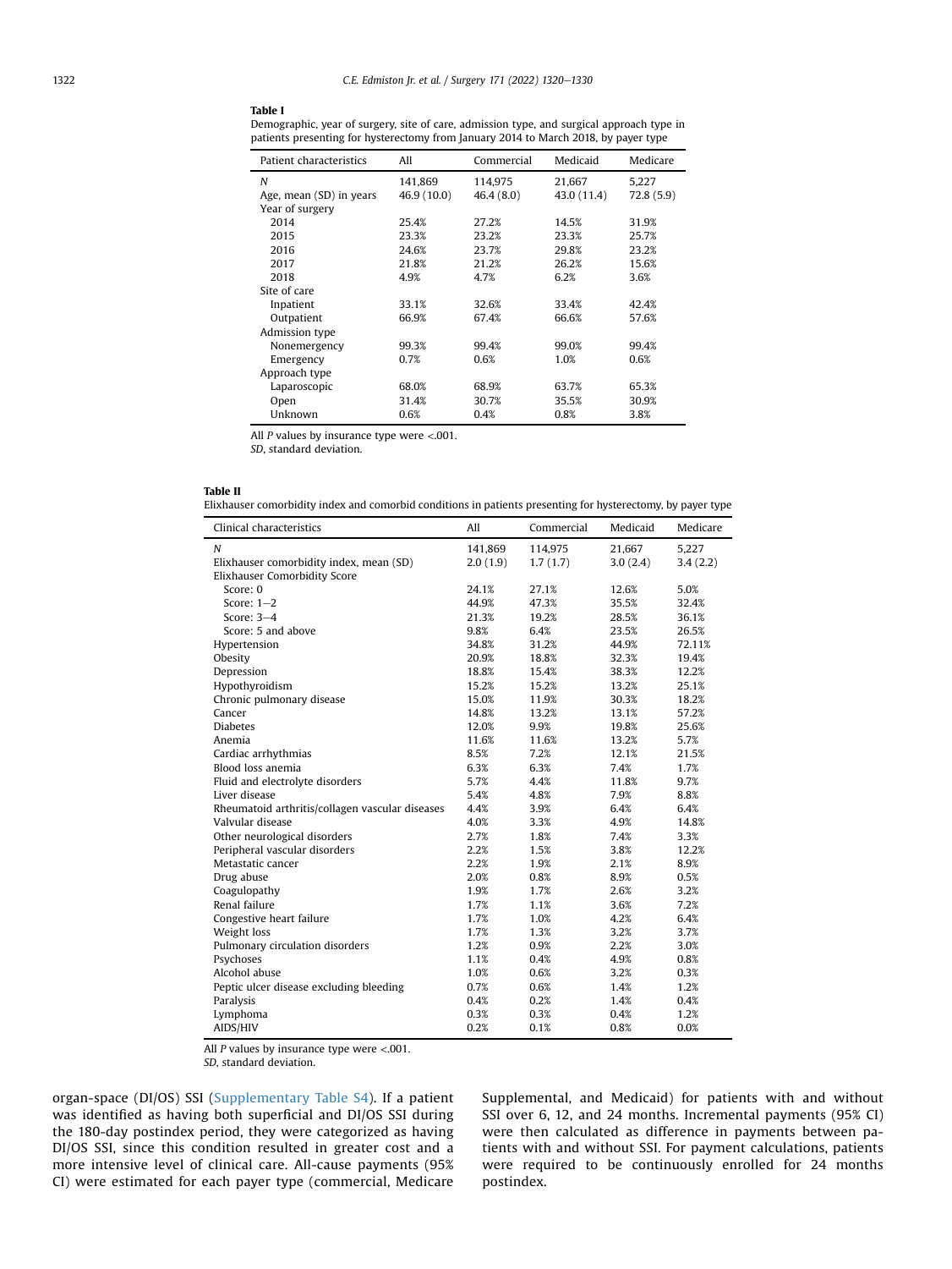**Table I**

Demographic, year of surgery, site of care, admission type, and surgical approach type in patients presenting for hysterectomy from January 2014 to March 2018, by payer type

| Patient characteristics | All | Commercial | Medicaid | Medicare |
|---|---|---|---|---|
| *N* | 141,869 | 114,975 | 21,667 | 5,227 |
| Age, mean (SD) in years | 46.9 (10.0) | 46.4 (8.0) | 43.0 (11.4) | 72.8 (5.9) |
| Year of surgery | | | | |
| 2014 | 25.4% | 27.2% | 14.5% | 31.9% |
| 2015 | 23.3% | 23.2% | 23.3% | 25.7% |
| 2016 | 24.6% | 23.7% | 29.8% | 23.2% |
| 2017 | 21.8% | 21.2% | 26.2% | 15.6% |
| 2018 | 4.9% | 4.7% | 6.2% | 3.6% |
| Site of care | | | | |
| Inpatient | 33.1% | 32.6% | 33.4% | 42.4% |
| Outpatient | 66.9% | 67.4% | 66.6% | 57.6% |
| Admission type | | | | |
| Nonemergency | 99.3% | 99.4% | 99.0% | 99.4% |
| Emergency | 0.7% | 0.6% | 1.0% | 0.6% |
| Approach type | | | | |
| Laparoscopic | 68.0% | 68.9% | 63.7% | 65.3% |
| Open | 31.4% | 30.7% | 35.5% | 30.9% |
| Unknown | 0.6% | 0.4% | 0.8% | 3.8% |

All *P* values by insurance type were <.001.

*SD*, standard deviation.

**Table II**

Elixhauser comorbidity index and comorbid conditions in patients presenting for hysterectomy, by payer type

| Clinical characteristics | All | Commercial | Medicaid | Medicare |
|---|---|---|---|---|
| *N* | 141,869 | 114,975 | 21,667 | 5,227 |
| Elixhauser comorbidity index, mean (SD) | 2.0 (1.9) | 1.7 (1.7) | 3.0 (2.4) | 3.4 (2.2) |
| Elixhauser Comorbidity Score | | | | |
| Score: 0 | 24.1% | 27.1% | 12.6% | 5.0% |
| Score: 1–2 | 44.9% | 47.3% | 35.5% | 32.4% |
| Score: 3–4 | 21.3% | 19.2% | 28.5% | 36.1% |
| Score: 5 and above | 9.8% | 6.4% | 23.5% | 26.5% |
| Hypertension | 34.8% | 31.2% | 44.9% | 72.11% |
| Obesity | 20.9% | 18.8% | 32.3% | 19.4% |
| Depression | 18.8% | 15.4% | 38.3% | 12.2% |
| Hypothyroidism | 15.2% | 15.2% | 13.2% | 25.1% |
| Chronic pulmonary disease | 15.0% | 11.9% | 30.3% | 18.2% |
| Cancer | 14.8% | 13.2% | 13.1% | 57.2% |
| Diabetes | 12.0% | 9.9% | 19.8% | 25.6% |
| Anemia | 11.6% | 11.6% | 13.2% | 5.7% |
| Cardiac arrhythmias | 8.5% | 7.2% | 12.1% | 21.5% |
| Blood loss anemia | 6.3% | 6.3% | 7.4% | 1.7% |
| Fluid and electrolyte disorders | 5.7% | 4.4% | 11.8% | 9.7% |
| Liver disease | 5.4% | 4.8% | 7.9% | 8.8% |
| Rheumatoid arthritis/collagen vascular diseases | 4.4% | 3.9% | 6.4% | 6.4% |
| Valvular disease | 4.0% | 3.3% | 4.9% | 14.8% |
| Other neurological disorders | 2.7% | 1.8% | 7.4% | 3.3% |
| Peripheral vascular disorders | 2.2% | 1.5% | 3.8% | 12.2% |
| Metastatic cancer | 2.2% | 1.9% | 2.1% | 8.9% |
| Drug abuse | 2.0% | 0.8% | 8.9% | 0.5% |
| Coagulopathy | 1.9% | 1.7% | 2.6% | 3.2% |
| Renal failure | 1.7% | 1.1% | 3.6% | 7.2% |
| Congestive heart failure | 1.7% | 1.0% | 4.2% | 6.4% |
| Weight loss | 1.7% | 1.3% | 3.2% | 3.7% |
| Pulmonary circulation disorders | 1.2% | 0.9% | 2.2% | 3.0% |
| Psychoses | 1.1% | 0.4% | 4.9% | 0.8% |
| Alcohol abuse | 1.0% | 0.6% | 3.2% | 0.3% |
| Peptic ulcer disease excluding bleeding | 0.7% | 0.6% | 1.4% | 1.2% |
| Paralysis | 0.4% | 0.2% | 1.4% | 0.4% |
| Lymphoma | 0.3% | 0.3% | 0.4% | 1.2% |
| AIDS/HIV | 0.2% | 0.1% | 0.8% | 0.0% |

All *P* values by insurance type were <.001.

*SD*, standard deviation.

organ-space (DI/OS) SSI (Supplementary Table S4). If a patient was identified as having both superficial and DI/OS SSI during the 180-day postindex period, they were categorized as having DI/OS SSI, since this condition resulted in greater cost and a more intensive level of clinical care. All-cause payments (95% CI) were estimated for each payer type (commercial, Medicare Supplemental, and Medicaid) for patients with and without SSI over 6, 12, and 24 months. Incremental payments (95% CI) were then calculated as difference in payments between patients with and without SSI. For payment calculations, patients were required to be continuously enrolled for 24 months postindex.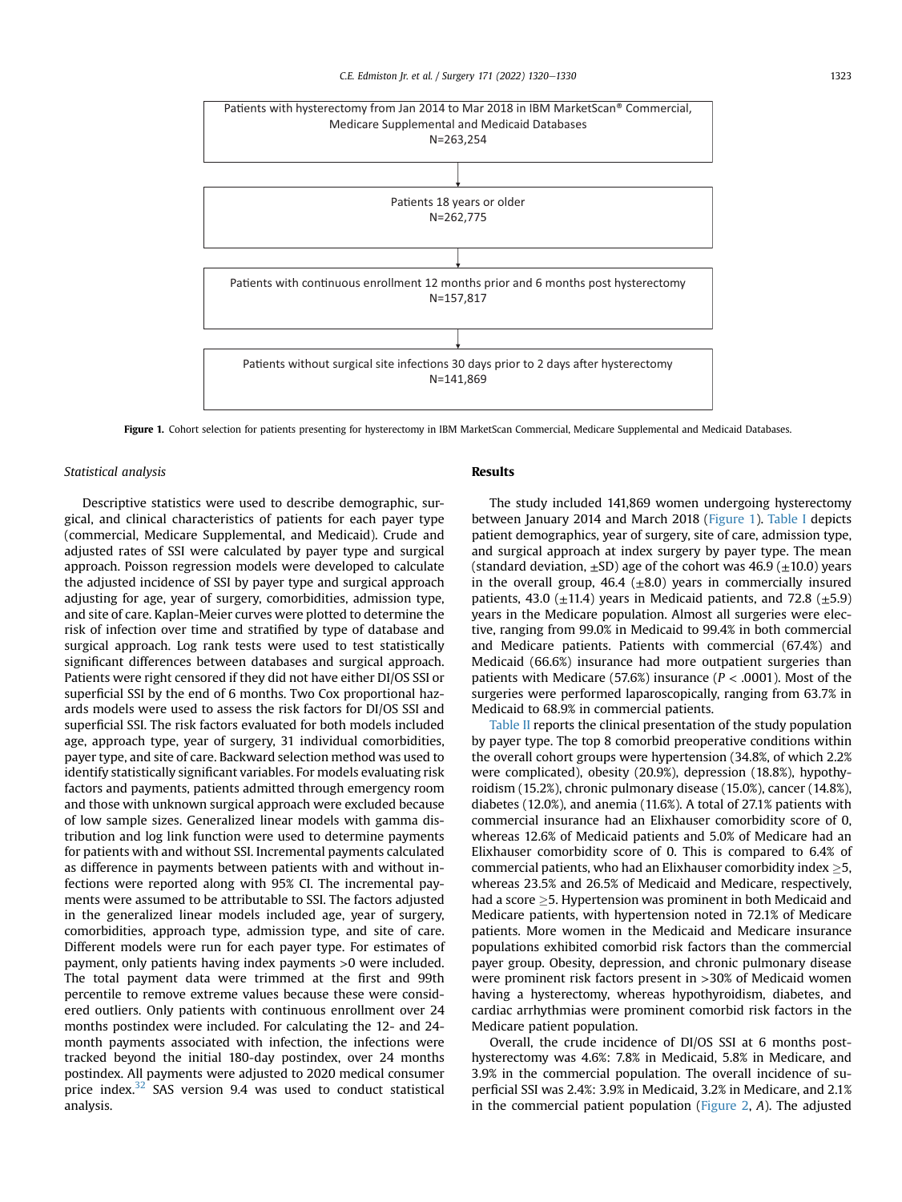Patients with hysterectomy from Jan 2014 to Mar 2018 in IBM MarketScan® Commercial, Medicare Supplemental and Medicaid Databases
N=263,254

↓

Patients 18 years or older
N=262,775

↓

Patients with continuous enrollment 12 months prior and 6 months post hysterectomy
N=157,817

↓

Patients without surgical site infections 30 days prior to 2 days after hysterectomy
N=141,869

**Figure 1.** Cohort selection for patients presenting for hysterectomy in IBM MarketScan Commercial, Medicare Supplemental and Medicaid Databases.

### Statistical analysis

Descriptive statistics were used to describe demographic, surgical, and clinical characteristics of patients for each payer type (commercial, Medicare Supplemental, and Medicaid). Crude and adjusted rates of SSI were calculated by payer type and surgical approach. Poisson regression models were developed to calculate the adjusted incidence of SSI by payer type and surgical approach adjusting for age, year of surgery, comorbidities, admission type, and site of care. Kaplan-Meier curves were plotted to determine the risk of infection over time and stratified by type of database and surgical approach. Log rank tests were used to test statistically significant differences between databases and surgical approach. Patients were right censored if they did not have either DI/OS SSI or superficial SSI by the end of 6 months. Two Cox proportional hazards models were used to assess the risk factors for DI/OS SSI and superficial SSI. The risk factors evaluated for both models included age, approach type, year of surgery, 31 individual comorbidities, payer type, and site of care. Backward selection method was used to identify statistically significant variables. For models evaluating risk factors and payments, patients admitted through emergency room and those with unknown surgical approach were excluded because of low sample sizes. Generalized linear models with gamma distribution and log link function were used to determine payments for patients with and without SSI. Incremental payments calculated as difference in payments between patients with and without infections were reported along with 95% CI. The incremental payments were assumed to be attributable to SSI. The factors adjusted in the generalized linear models included age, year of surgery, comorbidities, approach type, admission type, and site of care. Different models were run for each payer type. For estimates of payment, only patients having index payments >0 were included. The total payment data were trimmed at the first and 99th percentile to remove extreme values because these were considered outliers. Only patients with continuous enrollment over 24 months postindex were included. For calculating the 12- and 24-month payments associated with infection, the infections were tracked beyond the initial 180-day postindex, over 24 months postindex. All payments were adjusted to 2020 medical consumer price index.[32] SAS version 9.4 was used to conduct statistical analysis.

## Results

The study included 141,869 women undergoing hysterectomy between January 2014 and March 2018 (Figure 1). Table I depicts patient demographics, year of surgery, site of care, admission type, and surgical approach at index surgery by payer type. The mean (standard deviation, ±SD) age of the cohort was 46.9 (±10.0) years in the overall group, 46.4 (±8.0) years in commercially insured patients, 43.0 (±11.4) years in Medicaid patients, and 72.8 (±5.9) years in the Medicare population. Almost all surgeries were elective, ranging from 99.0% in Medicaid to 99.4% in both commercial and Medicare patients. Patients with commercial (67.4%) and Medicaid (66.6%) insurance had more outpatient surgeries than patients with Medicare (57.6%) insurance ($P < .0001$). Most of the surgeries were performed laparoscopically, ranging from 63.7% in Medicaid to 68.9% in commercial patients.

Table II reports the clinical presentation of the study population by payer type. The top 8 comorbid preoperative conditions within the overall cohort groups were hypertension (34.8%, of which 2.2% were complicated), obesity (20.9%), depression (18.8%), hypothyroidism (15.2%), chronic pulmonary disease (15.0%), cancer (14.8%), diabetes (12.0%), and anemia (11.6%). A total of 27.1% patients with commercial insurance had an Elixhauser comorbidity score of 0, whereas 12.6% of Medicaid patients and 5.0% of Medicare had an Elixhauser comorbidity score of 0. This is compared to 6.4% of commercial patients, who had an Elixhauser comorbidity index ≥5, whereas 23.5% and 26.5% of Medicaid and Medicare, respectively, had a score ≥5. Hypertension was prominent in both Medicaid and Medicare patients, with hypertension noted in 72.1% of Medicare patients. More women in the Medicaid and Medicare insurance populations exhibited comorbid risk factors than the commercial payer group. Obesity, depression, and chronic pulmonary disease were prominent risk factors present in >30% of Medicaid women having a hysterectomy, whereas hypothyroidism, diabetes, and cardiac arrhythmias were prominent comorbid risk factors in the Medicare patient population.

Overall, the crude incidence of DI/OS SSI at 6 months post-hysterectomy was 4.6%: 7.8% in Medicaid, 5.8% in Medicare, and 3.9% in the commercial population. The overall incidence of superficial SSI was 2.4%: 3.9% in Medicaid, 3.2% in Medicare, and 2.1% in the commercial patient population (Figure 2, *A*). The adjusted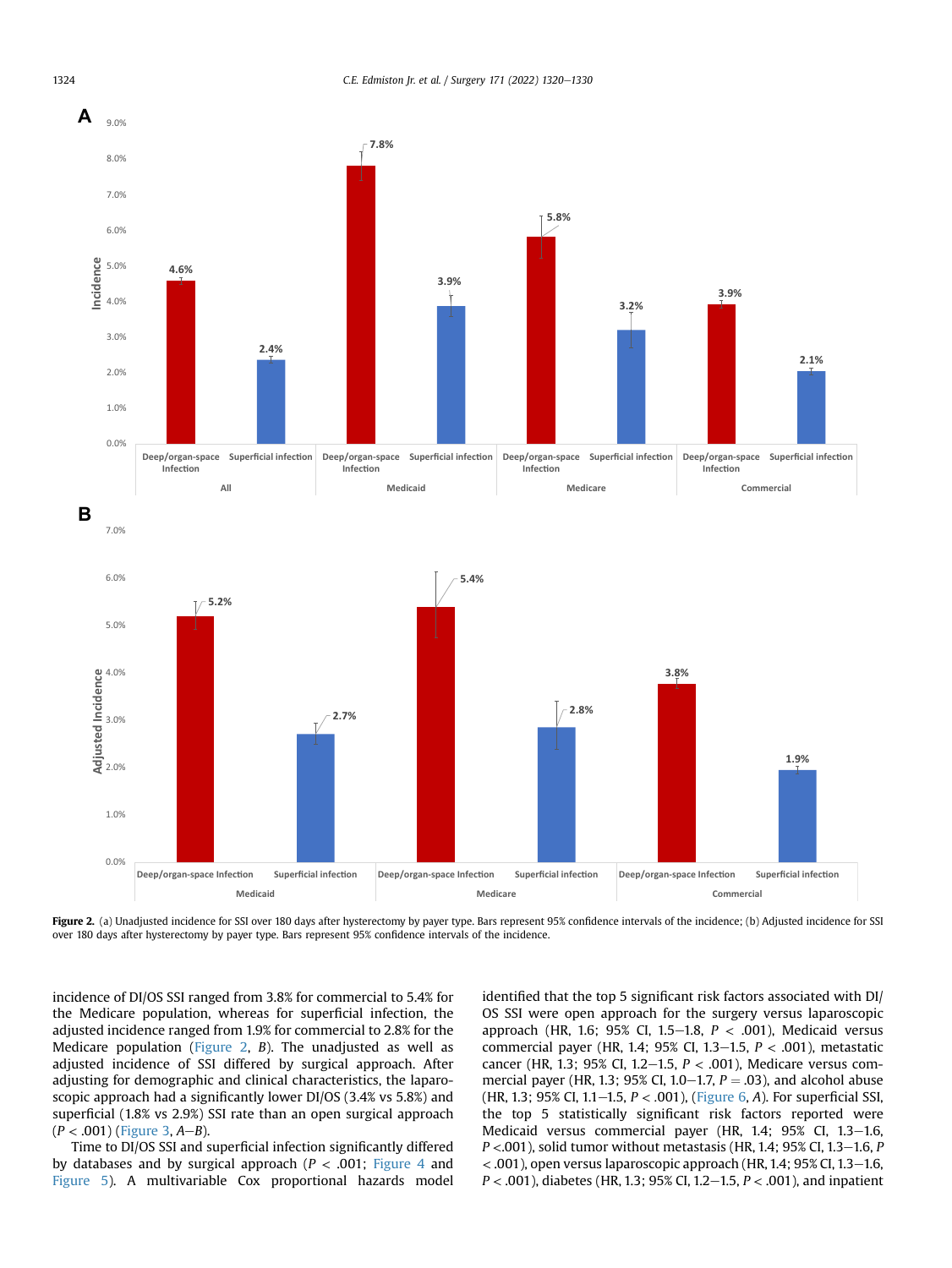**Figure 2.** (a) Unadjusted incidence for SSI over 180 days after hysterectomy by payer type. Bars represent 95% confidence intervals of the incidence; (b) Adjusted incidence for SSI over 180 days after hysterectomy by payer type. Bars represent 95% confidence intervals of the incidence.

incidence of DI/OS SSI ranged from 3.8% for commercial to 5.4% for the Medicare population, whereas for superficial infection, the adjusted incidence ranged from 1.9% for commercial to 2.8% for the Medicare population (Figure 2, *B*). The unadjusted as well as adjusted incidence of SSI differed by surgical approach. After adjusting for demographic and clinical characteristics, the laparoscopic approach had a significantly lower DI/OS (3.4% vs 5.8%) and superficial (1.8% vs 2.9%) SSI rate than an open surgical approach ($P < .001$) (Figure 3, *A*–*B*).

Time to DI/OS SSI and superficial infection significantly differed by databases and by surgical approach ($P < .001$; Figure 4 and Figure 5). A multivariable Cox proportional hazards model identified that the top 5 significant risk factors associated with DI/OS SSI were open approach for the surgery versus laparoscopic approach (HR, 1.6; 95% CI, 1.5–1.8, $P < .001$), Medicaid versus commercial payer (HR, 1.4; 95% CI, 1.3–1.5, $P < .001$), metastatic cancer (HR, 1.3; 95% CI, 1.2–1.5, $P < .001$), Medicare versus commercial payer (HR, 1.3; 95% CI, 1.0–1.7, $P = .03$), and alcohol abuse (HR, 1.3; 95% CI, 1.1–1.5, $P < .001$), (Figure 6, *A*). For superficial SSI, the top 5 statistically significant risk factors reported were Medicaid versus commercial payer (HR, 1.4; 95% CI, 1.3–1.6, $P < .001$), solid tumor without metastasis (HR, 1.4; 95% CI, 1.3–1.6, $P < .001$), open versus laparoscopic approach (HR, 1.4; 95% CI, 1.3–1.6, $P < .001$), diabetes (HR, 1.3; 95% CI, 1.2–1.5, $P < .001$), and inpatient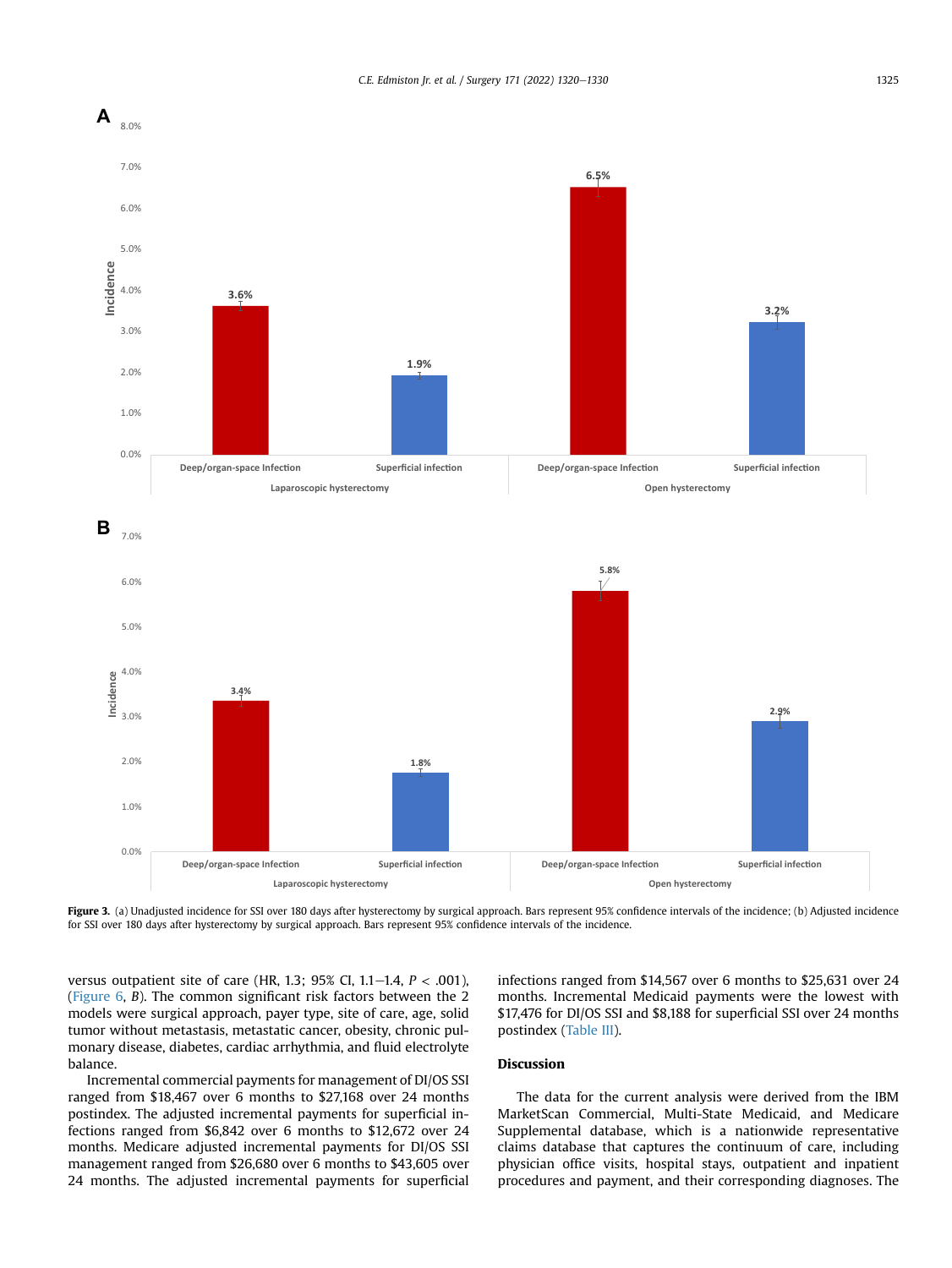**Figure 3.** (a) Unadjusted incidence for SSI over 180 days after hysterectomy by surgical approach. Bars represent 95% confidence intervals of the incidence; (b) Adjusted incidence for SSI over 180 days after hysterectomy by surgical approach. Bars represent 95% confidence intervals of the incidence.

versus outpatient site of care (HR, 1.3; 95% CI, 1.1–1.4, $P < .001$), (Figure 6, *B*). The common significant risk factors between the 2 models were surgical approach, payer type, site of care, age, solid tumor without metastasis, metastatic cancer, obesity, chronic pulmonary disease, diabetes, cardiac arrhythmia, and fluid electrolyte balance.

Incremental commercial payments for management of DI/OS SSI ranged from $18,467 over 6 months to $27,168 over 24 months postindex. The adjusted incremental payments for superficial infections ranged from $6,842 over 6 months to $12,672 over 24 months. Medicare adjusted incremental payments for DI/OS SSI management ranged from $26,680 over 6 months to $43,605 over 24 months. The adjusted incremental payments for superficial infections ranged from $14,567 over 6 months to $25,631 over 24 months. Incremental Medicaid payments were the lowest with $17,476 for DI/OS SSI and $8,188 for superficial SSI over 24 months postindex (Table III).

## Discussion

The data for the current analysis were derived from the IBM MarketScan Commercial, Multi-State Medicaid, and Medicare Supplemental database, which is a nationwide representative claims database that captures the continuum of care, including physician office visits, hospital stays, outpatient and inpatient procedures and payment, and their corresponding diagnoses. The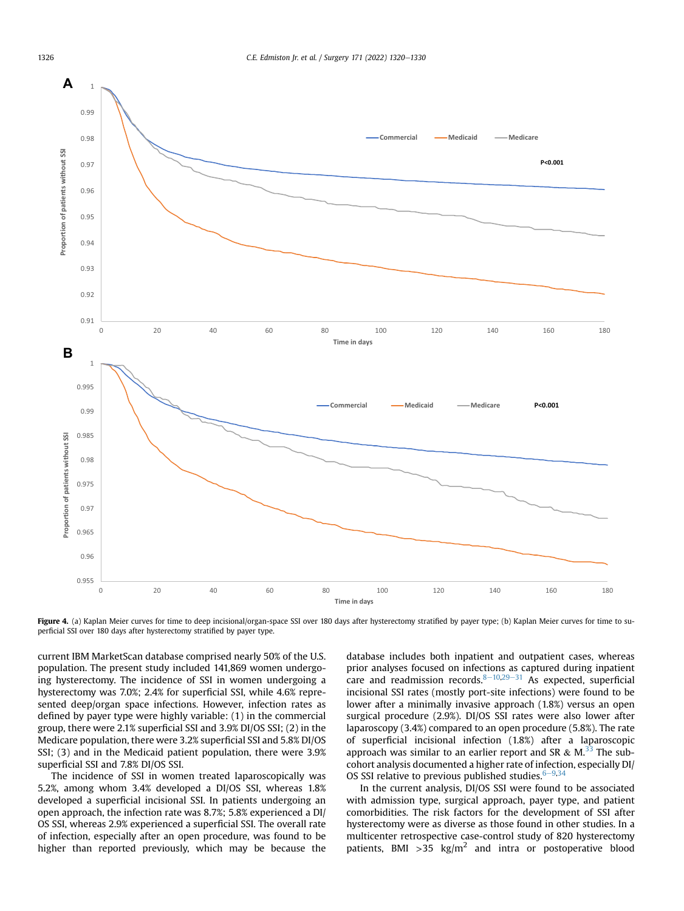**Figure 4.** (a) Kaplan Meier curves for time to deep incisional/organ-space SSI over 180 days after hysterectomy stratified by payer type; (b) Kaplan Meier curves for time to superficial SSI over 180 days after hysterectomy stratified by payer type.

current IBM MarketScan database comprised nearly 50% of the U.S. population. The present study included 141,869 women undergoing hysterectomy. The incidence of SSI in women undergoing a hysterectomy was 7.0%; 2.4% for superficial SSI, while 4.6% represented deep/organ space infections. However, infection rates as defined by payer type were highly variable: (1) in the commercial group, there were 2.1% superficial SSI and 3.9% DI/OS SSI; (2) in the Medicare population, there were 3.2% superficial SSI and 5.8% DI/OS SSI; (3) and in the Medicaid patient population, there were 3.9% superficial SSI and 7.8% DI/OS SSI.

The incidence of SSI in women treated laparoscopically was 5.2%, among whom 3.4% developed a DI/OS SSI, whereas 1.8% developed a superficial incisional SSI. In patients undergoing an open approach, the infection rate was 8.7%; 5.8% experienced a DI/OS SSI, whereas 2.9% experienced a superficial SSI. The overall rate of infection, especially after an open procedure, was found to be higher than reported previously, which may be because the database includes both inpatient and outpatient cases, whereas prior analyses focused on infections as captured during inpatient care and readmission records.[8–10,29–31] As expected, superficial incisional SSI rates (mostly port-site infections) were found to be lower after a minimally invasive approach (1.8%) versus an open surgical procedure (2.9%). DI/OS SSI rates were also lower after laparoscopy (3.4%) compared to an open procedure (5.8%). The rate of superficial incisional infection (1.8%) after a laparoscopic approach was similar to an earlier report and SR & M.[33] The subcohort analysis documented a higher rate of infection, especially DI/OS SSI relative to previous published studies.[6–9,34]

In the current analysis, DI/OS SSI were found to be associated with admission type, surgical approach, payer type, and patient comorbidities. The risk factors for the development of SSI after hysterectomy were as diverse as those found in other studies. In a multicenter retrospective case-control study of 820 hysterectomy patients, BMI >35 kg/m$^2$ and intra or postoperative blood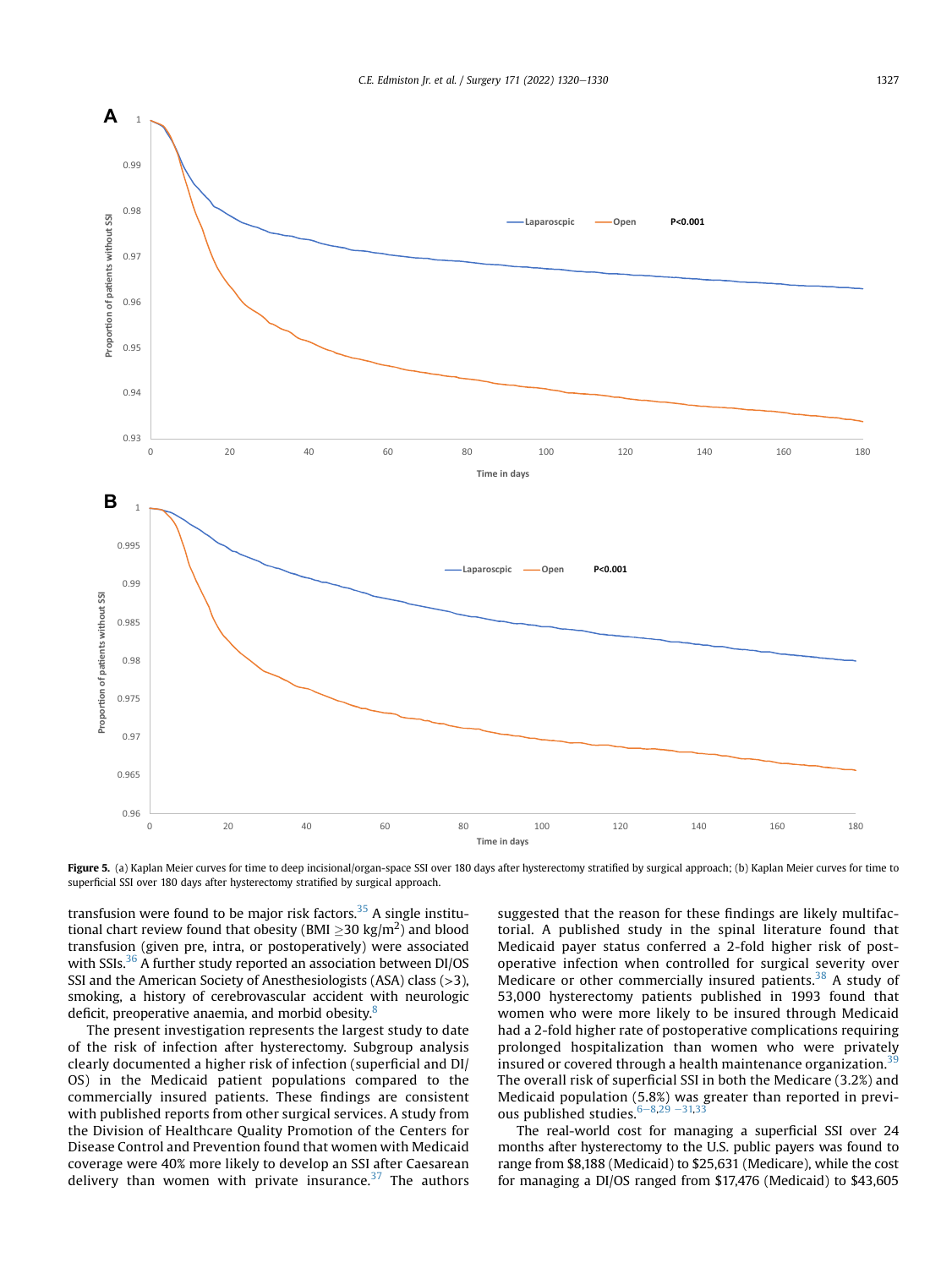Figure 5. (a) Kaplan Meier curves for time to deep incisional/organ-space SSI over 180 days after hysterectomy stratified by surgical approach; (b) Kaplan Meier curves for time to superficial SSI over 180 days after hysterectomy stratified by surgical approach.

transfusion were found to be major risk factors.[35] A single institutional chart review found that obesity (BMI ≥30 kg/m$^2$) and blood transfusion (given pre, intra, or postoperatively) were associated with SSIs.[36] A further study reported an association between DI/OS SSI and the American Society of Anesthesiologists (ASA) class (>3), smoking, a history of cerebrovascular accident with neurologic deficit, preoperative anaemia, and morbid obesity.[8]

The present investigation represents the largest study to date of the risk of infection after hysterectomy. Subgroup analysis clearly documented a higher risk of infection (superficial and DI/OS) in the Medicaid patient populations compared to the commercially insured patients. These findings are consistent with published reports from other surgical services. A study from the Division of Healthcare Quality Promotion of the Centers for Disease Control and Prevention found that women with Medicaid coverage were 40% more likely to develop an SSI after Caesarean delivery than women with private insurance.[37] The authors suggested that the reason for these findings are likely multifactorial. A published study in the spinal literature found that Medicaid payer status conferred a 2-fold higher risk of postoperative infection when controlled for surgical severity over Medicare or other commercially insured patients.[38] A study of 53,000 hysterectomy patients published in 1993 found that women who were more likely to be insured through Medicaid had a 2-fold higher rate of postoperative complications requiring prolonged hospitalization than women who were privately insured or covered through a health maintenance organization.[39] The overall risk of superficial SSI in both the Medicare (3.2%) and Medicaid population (5.8%) was greater than reported in previous published studies.[6–8,29–31,33]

The real-world cost for managing a superficial SSI over 24 months after hysterectomy to the U.S. public payers was found to range from $8,188 (Medicaid) to $25,631 (Medicare), while the cost for managing a DI/OS ranged from $17,476 (Medicaid) to $43,605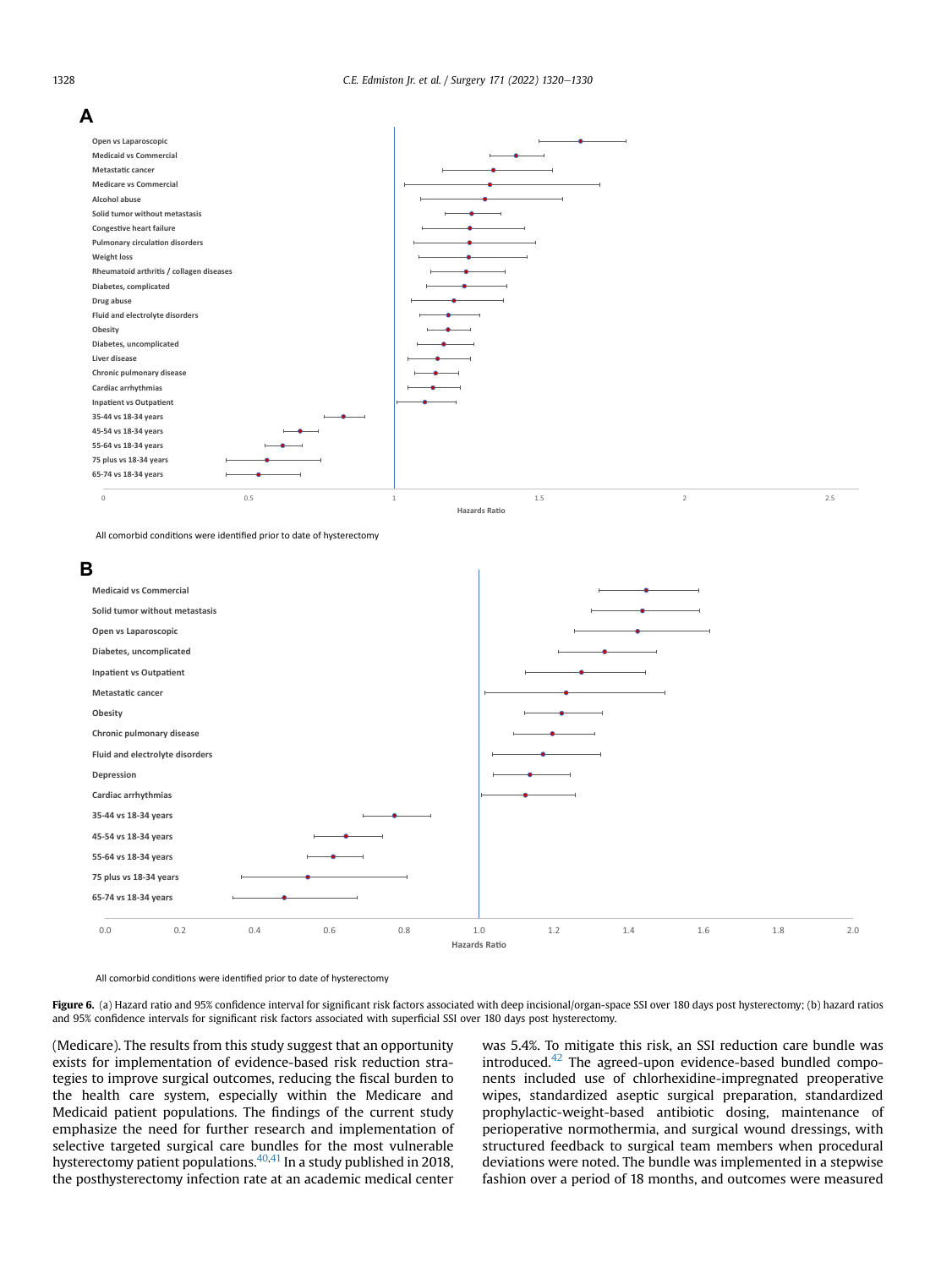**A**

| Risk factor |
|---|
| Open vs Laparoscopic |
| Medicaid vs Commercial |
| Metastatic cancer |
| Medicare vs Commercial |
| Alcohol abuse |
| Solid tumor without metastasis |
| Congestive heart failure |
| Pulmonary circulation disorders |
| Weight loss |
| Rheumatoid arthritis / collagen diseases |
| Diabetes, complicated |
| Drug abuse |
| Fluid and electrolyte disorders |
| Obesity |
| Diabetes, uncomplicated |
| Liver disease |
| Chronic pulmonary disease |
| Cardiac arrhythmias |
| Inpatient vs Outpatient |
| 35-44 vs 18-34 years |
| 45-54 vs 18-34 years |
| 55-64 vs 18-34 years |
| 75 plus vs 18-34 years |
| 65-74 vs 18-34 years |

Hazards Ratio (0, 0.5, 1, 1.5, 2, 2.5)

All comorbid conditions were identified prior to date of hysterectomy

**B**

| Risk factor |
|---|
| Medicaid vs Commercial |
| Solid tumor without metastasis |
| Open vs Laparoscopic |
| Diabetes, uncomplicated |
| Inpatient vs Outpatient |
| Metastatic cancer |
| Obesity |
| Chronic pulmonary disease |
| Fluid and electrolyte disorders |
| Depression |
| Cardiac arrhythmias |
| 35-44 vs 18-34 years |
| 45-54 vs 18-34 years |
| 55-64 vs 18-34 years |
| 75 plus vs 18-34 years |
| 65-74 vs 18-34 years |

Hazards Ratio (0.0, 0.2, 0.4, 0.6, 0.8, 1.0, 1.2, 1.4, 1.6, 1.8, 2.0)

All comorbid conditions were identified prior to date of hysterectomy

**Figure 6.** (a) Hazard ratio and 95% confidence interval for significant risk factors associated with deep incisional/organ-space SSI over 180 days post hysterectomy; (b) hazard ratios and 95% confidence intervals for significant risk factors associated with superficial SSI over 180 days post hysterectomy.

(Medicare). The results from this study suggest that an opportunity exists for implementation of evidence-based risk reduction strategies to improve surgical outcomes, reducing the fiscal burden to the health care system, especially within the Medicare and Medicaid patient populations. The findings of the current study emphasize the need for further research and implementation of selective targeted surgical care bundles for the most vulnerable hysterectomy patient populations.[40,41] In a study published in 2018, the posthysterectomy infection rate at an academic medical center was 5.4%. To mitigate this risk, an SSI reduction care bundle was introduced.[42] The agreed-upon evidence-based bundled components included use of chlorhexidine-impregnated preoperative wipes, standardized aseptic surgical preparation, standardized prophylactic-weight-based antibiotic dosing, maintenance of perioperative normothermia, and surgical wound dressings, with structured feedback to surgical team members when procedural deviations were noted. The bundle was implemented in a stepwise fashion over a period of 18 months, and outcomes were measured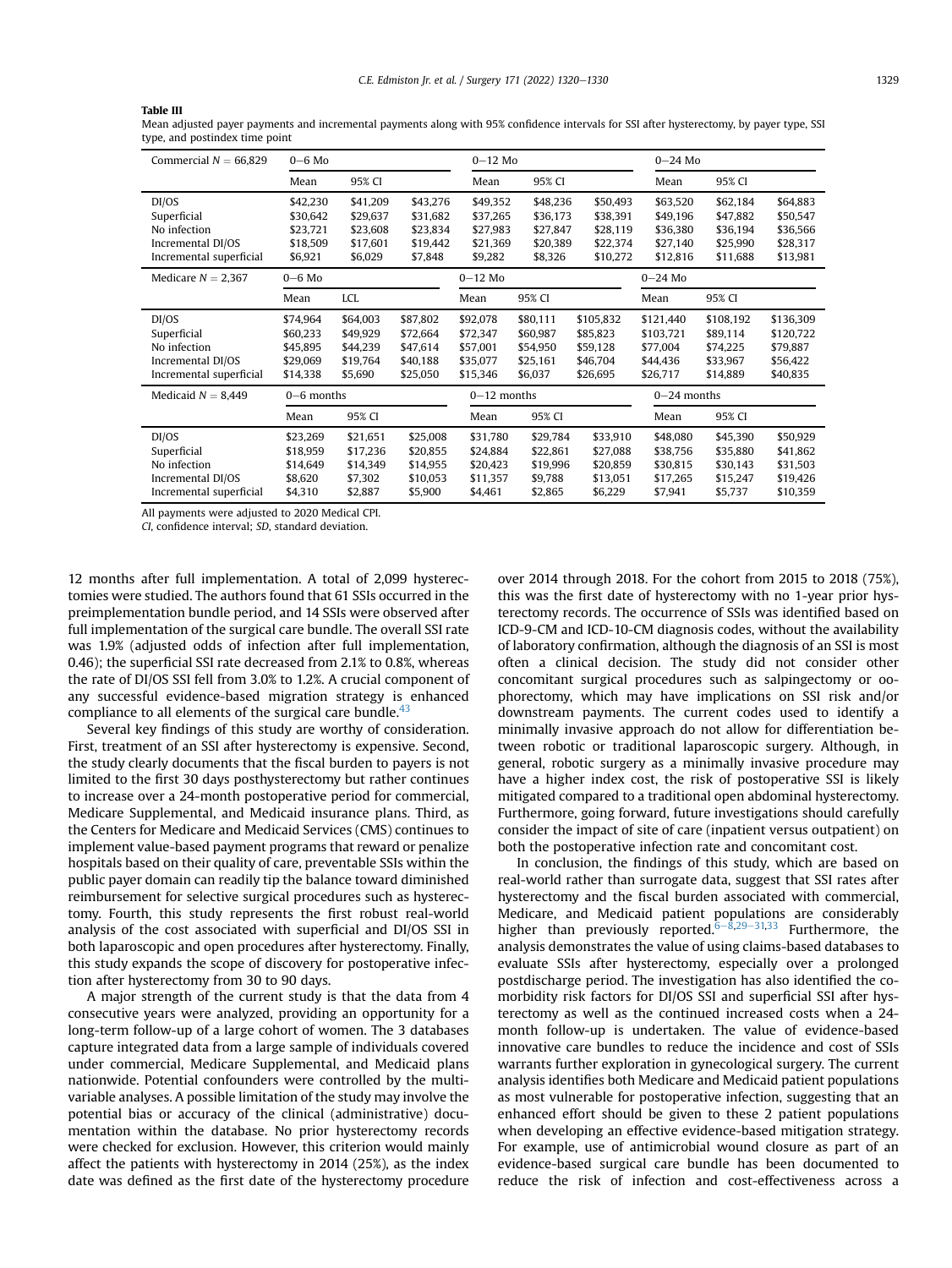**Table III**

Mean adjusted payer payments and incremental payments along with 95% confidence intervals for SSI after hysterectomy, by payer type, SSI type, and postindex time point

| Commercial $N = 66{,}829$ | 0–6 Mo | | | 0–12 Mo | | | 0–24 Mo | | |
|---|---|---|---|---|---|---|---|---|---|
| | Mean | 95% CI | | Mean | 95% CI | | Mean | 95% CI | |
| DI/OS | $42,230 | $41,209 | $43,276 | $49,352 | $48,236 | $50,493 | $63,520 | $62,184 | $64,883 |
| Superficial | $30,642 | $29,637 | $31,682 | $37,265 | $36,173 | $38,391 | $49,196 | $47,882 | $50,547 |
| No infection | $23,721 | $23,608 | $23,834 | $27,983 | $27,847 | $28,119 | $36,380 | $36,194 | $36,566 |
| Incremental DI/OS | $18,509 | $17,601 | $19,442 | $21,369 | $20,389 | $22,374 | $27,140 | $25,990 | $28,317 |
| Incremental superficial | $6,921 | $6,029 | $7,848 | $9,282 | $8,326 | $10,272 | $12,816 | $11,688 | $13,981 |
| **Medicare $N = 2{,}367$** | **0–6 Mo** | | | **0–12 Mo** | | | **0–24 Mo** | | |
| | Mean | LCL | | Mean | 95% CI | | Mean | 95% CI | |
| DI/OS | $74,964 | $64,003 | $87,802 | $92,078 | $80,111 | $105,832 | $121,440 | $108,192 | $136,309 |
| Superficial | $60,233 | $49,929 | $72,664 | $72,347 | $60,987 | $85,823 | $103,721 | $89,114 | $120,722 |
| No infection | $45,895 | $44,239 | $47,614 | $57,001 | $54,950 | $59,128 | $77,004 | $74,225 | $79,887 |
| Incremental DI/OS | $29,069 | $19,764 | $40,188 | $35,077 | $25,161 | $46,704 | $44,436 | $33,967 | $56,422 |
| Incremental superficial | $14,338 | $5,690 | $25,050 | $15,346 | $6,037 | $26,695 | $26,717 | $14,889 | $40,835 |
| **Medicaid $N = 8{,}449$** | **0–6 months** | | | **0–12 months** | | | **0–24 months** | | |
| | Mean | 95% CI | | Mean | 95% CI | | Mean | 95% CI | |
| DI/OS | $23,269 | $21,651 | $25,008 | $31,780 | $29,784 | $33,910 | $48,080 | $45,390 | $50,929 |
| Superficial | $18,959 | $17,236 | $20,855 | $24,884 | $22,861 | $27,088 | $38,756 | $35,880 | $41,862 |
| No infection | $14,649 | $14,349 | $14,955 | $20,423 | $19,996 | $20,859 | $30,815 | $30,143 | $31,503 |
| Incremental DI/OS | $8,620 | $7,302 | $10,053 | $11,357 | $9,788 | $13,051 | $17,265 | $15,247 | $19,426 |
| Incremental superficial | $4,310 | $2,887 | $5,900 | $4,461 | $2,865 | $6,229 | $7,941 | $5,737 | $10,359 |

All payments were adjusted to 2020 Medical CPI.

*CI*, confidence interval; *SD*, standard deviation.

12 months after full implementation. A total of 2,099 hysterectomies were studied. The authors found that 61 SSIs occurred in the preimplementation bundle period, and 14 SSIs were observed after full implementation of the surgical care bundle. The overall SSI rate was 1.9% (adjusted odds of infection after full implementation, 0.46); the superficial SSI rate decreased from 2.1% to 0.8%, whereas the rate of DI/OS SSI fell from 3.0% to 1.2%. A crucial component of any successful evidence-based migration strategy is enhanced compliance to all elements of the surgical care bundle.[43]

Several key findings of this study are worthy of consideration. First, treatment of an SSI after hysterectomy is expensive. Second, the study clearly documents that the fiscal burden to payers is not limited to the first 30 days posthysterectomy but rather continues to increase over a 24-month postoperative period for commercial, Medicare Supplemental, and Medicaid insurance plans. Third, as the Centers for Medicare and Medicaid Services (CMS) continues to implement value-based payment programs that reward or penalize hospitals based on their quality of care, preventable SSIs within the public payer domain can readily tip the balance toward diminished reimbursement for selective surgical procedures such as hysterectomy. Fourth, this study represents the first robust real-world analysis of the cost associated with superficial and DI/OS SSI in both laparoscopic and open procedures after hysterectomy. Finally, this study expands the scope of discovery for postoperative infection after hysterectomy from 30 to 90 days.

A major strength of the current study is that the data from 4 consecutive years were analyzed, providing an opportunity for a long-term follow-up of a large cohort of women. The 3 databases capture integrated data from a large sample of individuals covered under commercial, Medicare Supplemental, and Medicaid plans nationwide. Potential confounders were controlled by the multivariable analyses. A possible limitation of the study may involve the potential bias or accuracy of the clinical (administrative) documentation within the database. No prior hysterectomy records were checked for exclusion. However, this criterion would mainly affect the patients with hysterectomy in 2014 (25%), as the index date was defined as the first date of the hysterectomy procedure over 2014 through 2018. For the cohort from 2015 to 2018 (75%), this was the first date of hysterectomy with no 1-year prior hysterectomy records. The occurrence of SSIs was identified based on ICD-9-CM and ICD-10-CM diagnosis codes, without the availability of laboratory confirmation, although the diagnosis of an SSI is most often a clinical decision. The study did not consider other concomitant surgical procedures such as salpingectomy or oophorectomy, which may have implications on SSI risk and/or downstream payments. The current codes used to identify a minimally invasive approach do not allow for differentiation between robotic or traditional laparoscopic surgery. Although, in general, robotic surgery as a minimally invasive procedure may have a higher index cost, the risk of postoperative SSI is likely mitigated compared to a traditional open abdominal hysterectomy. Furthermore, going forward, future investigations should carefully consider the impact of site of care (inpatient versus outpatient) on both the postoperative infection rate and concomitant cost.

In conclusion, the findings of this study, which are based on real-world rather than surrogate data, suggest that SSI rates after hysterectomy and the fiscal burden associated with commercial, Medicare, and Medicaid patient populations are considerably higher than previously reported.[6–8,29–31,33] Furthermore, the analysis demonstrates the value of using claims-based databases to evaluate SSIs after hysterectomy, especially over a prolonged postdischarge period. The investigation has also identified the comorbidity risk factors for DI/OS SSI and superficial SSI after hysterectomy as well as the continued increased costs when a 24-month follow-up is undertaken. The value of evidence-based innovative care bundles to reduce the incidence and cost of SSIs warrants further exploration in gynecological surgery. The current analysis identifies both Medicare and Medicaid patient populations as most vulnerable for postoperative infection, suggesting that an enhanced effort should be given to these 2 patient populations when developing an effective evidence-based mitigation strategy. For example, use of antimicrobial wound closure as part of an evidence-based surgical care bundle has been documented to reduce the risk of infection and cost-effectiveness across a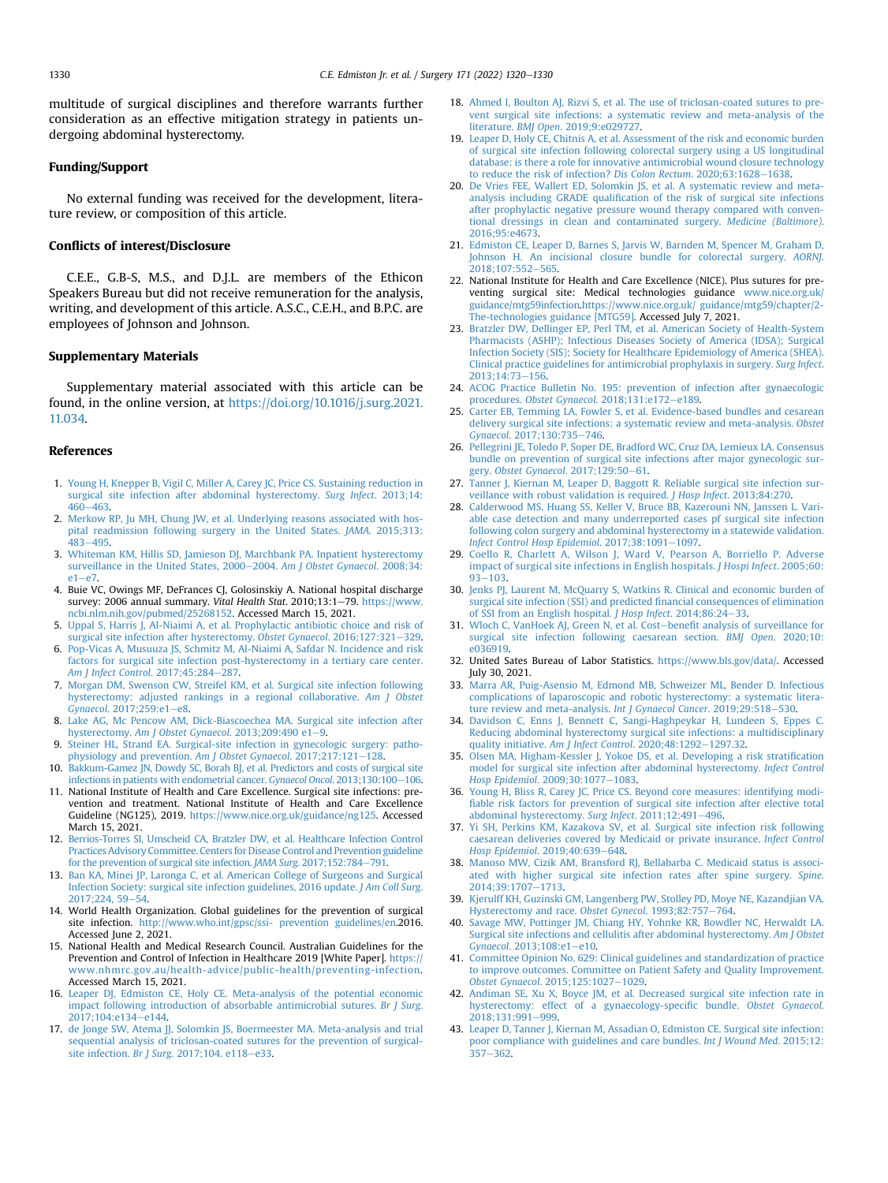multitude of surgical disciplines and therefore warrants further consideration as an effective mitigation strategy in patients undergoing abdominal hysterectomy.

## Funding/Support

No external funding was received for the development, literature review, or composition of this article.

## Conflicts of interest/Disclosure

C.E.E., G.B-S, M.S., and D.J.L. are members of the Ethicon Speakers Bureau but did not receive remuneration for the analysis, writing, and development of this article. A.S.C., C.E.H., and B.P.C. are employees of Johnson and Johnson.

## Supplementary Materials

Supplementary material associated with this article can be found, in the online version, at https://doi.org/10.1016/j.surg.2021.11.034.

## References

1. Young H, Knepper B, Vigil C, Miller A, Carey JC, Price CS. Sustaining reduction in surgical site infection after abdominal hysterectomy. *Surg Infect*. 2013;14:460–463.
2. Merkow RP, Ju MH, Chung JW, et al. Underlying reasons associated with hospital readmission following surgery in the United States. *JAMA*. 2015;313:483–495.
3. Whiteman KM, Hillis SD, Jamieson DJ, Marchbank PA. Inpatient hysterectomy surveillance in the United States, 2000–2004. *Am J Obstet Gynaecol*. 2008;34:e1–e7.
4. Buie VC, Owings MF, DeFrances CJ, Golosinskiy A. National hospital discharge survey: 2006 annual summary. *Vital Health Stat*. 2010;13:1–79. https://www.ncbi.nlm.nih.gov/pubmed/25268152. Accessed March 15, 2021.
5. Uppal S, Harris J, Al-Niaimi A, et al. Prophylactic antibiotic choice and risk of surgical site infection after hysterectomy. *Obstet Gynaecol*. 2016;127:321–329.
6. Pop-Vicas A, Musuuza JS, Schmitz M, Al-Niaimi A, Safdar N. Incidence and risk factors for surgical site infection post-hysterectomy in a tertiary care center. *Am J Infect Control*. 2017;45:284–287.
7. Morgan DM, Swenson CW, Streifel KM, et al. Surgical site infection following hysterectomy: adjusted rankings in a regional collaborative. *Am J Obstet Gynaecol*. 2017;259:e1–e8.
8. Lake AG, Mc Pencow AM, Dick-Biascoechea MA. Surgical site infection after hysterectomy. *Am J Obstet Gynaecol*. 2013;209:490 e1–9.
9. Steiner HL, Strand EA. Surgical-site infection in gynecologic surgery: pathophysiology and prevention. *Am J Obstet Gynaecol*. 2017;217:121–128.
10. Bakkum-Gamez JN, Dowdy SC, Borah BJ, et al. Predictors and costs of surgical site infections in patients with endometrial cancer. *Gynaecol Oncol*. 2013;130:100–106.
11. National Institute of Health and Care Excellence. Surgical site infections: prevention and treatment. National Institute of Health and Care Excellence Guideline (NG125), 2019. https://www.nice.org.uk/guidance/ng125. Accessed March 15, 2021.
12. Berrios-Torres SI, Umscheid CA, Bratzler DW, et al. Healthcare Infection Control Practices Advisory Committee. Centers for Disease Control and Prevention guideline for the prevention of surgical site infection. *JAMA Surg*. 2017;152:784–791.
13. Ban KA, Minei JP, Laronga C, et al. American College of Surgeons and Surgical Infection Society: surgical site infection guidelines, 2016 update. *J Am Coll Surg*. 2017;224, 59–54.
14. World Health Organization. Global guidelines for the prevention of surgical site infection. http://www.who.int/gpsc/ssi- prevention guidelines/en.2016. Accessed June 2, 2021.
15. National Health and Medical Research Council. Australian Guidelines for the Prevention and Control of Infection in Healthcare 2019 [White Paper]. https://www.nhmrc.gov.au/health-advice/public-health/preventing-infection. Accessed March 15, 2021.
16. Leaper DJ, Edmiston CE, Holy CE. Meta-analysis of the potential economic impact following introduction of absorbable antimicrobial sutures. *Br J Surg*. 2017;104:e134–e144.
17. de Jonge SW, Atema JJ, Solomkin JS, Boermeester MA. Meta-analysis and trial sequential analysis of triclosan-coated sutures for the prevention of surgical-site infection. *Br J Surg*. 2017;104. e118–e33.
18. Ahmed I, Boulton AJ, Rizvi S, et al. The use of triclosan-coated sutures to prevent surgical site infections: a systematic review and meta-analysis of the literature. *BMJ Open*. 2019;9:e029727.
19. Leaper D, Holy CE, Chitnis A, et al. Assessment of the risk and economic burden of surgical site infection following colorectal surgery using a US longitudinal database: is there a role for innovative antimicrobial wound closure technology to reduce the risk of infection? *Dis Colon Rectum*. 2020;63:1628–1638.
20. De Vries FEE, Wallert ED, Solomkin JS, et al. A systematic review and meta-analysis including GRADE qualification of the risk of surgical site infections after prophylactic negative pressure wound therapy compared with conventional dressings in clean and contaminated surgery. *Medicine (Baltimore)*. 2016;95:e4673.
21. Edmiston CE, Leaper D, Barnes S, Jarvis W, Barnden M, Spencer M, Graham D, Johnson H. An incisional closure bundle for colorectal surgery. *AORNJ*. 2018;107:552–565.
22. National Institute for Health and Care Excellence (NICE). Plus sutures for preventing surgical site: Medical technologies guidance www.nice.org.uk/guidance/mtg59infection.https://www.nice.org.uk/ guidance/mtg59/chapter/2-The-technologies guidance [MTG59]. Accessed July 7, 2021.
23. Bratzler DW, Dellinger EP, Perl TM, et al. American Society of Health-System Pharmacists (ASHP); Infectious Diseases Society of America (IDSA); Surgical Infection Society (SIS); Society for Healthcare Epidemiology of America (SHEA). Clinical practice guidelines for antimicrobial prophylaxis in surgery. *Surg Infect*. 2013;14:73–156.
24. ACOG Practice Bulletin No. 195: prevention of infection after gynaecologic procedures. *Obstet Gynaecol*. 2018;131:e172–e189.
25. Carter EB, Temming LA, Fowler S, et al. Evidence-based bundles and cesarean delivery surgical site infections: a systematic review and meta-analysis. *Obstet Gynaecol*. 2017;130:735–746.
26. Pellegrini JE, Toledo P, Soper DE, Bradford WC, Cruz DA, Lemieux LA. Consensus bundle on prevention of surgical site infections after major gynecologic surgery. *Obstet Gynaecol*. 2017;129:50–61.
27. Tanner J, Kiernan M, Leaper D, Baggott R. Reliable surgical site infection surveillance with robust validation is required. *J Hosp Infect*. 2013;84:270.
28. Calderwood MS, Huang SS, Keller V, Bruce BB, Kazerouni NN, Janssen L. Variable case detection and many underreported cases pf surgical site infection following colon surgery and abdominal hysterectomy in a statewide validation. *Infect Control Hosp Epidemiol*. 2017;38:1091–1097.
29. Coello R, Charlett A, Wilson J, Ward V, Pearson A, Borriello P. Adverse impact of surgical site infections in English hospitals. *J Hospi Infect*. 2005;60:93–103.
30. Jenks PJ, Laurent M, McQuarry S, Watkins R. Clinical and economic burden of surgical site infection (SSI) and predicted financial consequences of elimination of SSI from an English hospital. *J Hosp Infect*. 2014;86:24–33.
31. Wloch C, VanHoek AJ, Green N, et al. Cost–benefit analysis of surveillance for surgical site infection following caesarean section. *BMJ Open*. 2020;10:e036919.
32. United Sates Bureau of Labor Statistics. https://www.bls.gov/data/. Accessed July 30, 2021.
33. Marra AR, Puig-Asensio M, Edmond MB, Schweizer ML, Bender D. Infectious complications of laparoscopic and robotic hysterectomy: a systematic literature review and meta-analysis. *Int J Gynaecol Cancer*. 2019;29:518–530.
34. Davidson C, Enns J, Bennett C, Sangi-Haghpeykar H, Lundeen S, Eppes C. Reducing abdominal hysterectomy surgical site infections: a multidisciplinary quality initiative. *Am J Infect Control*. 2020;48:1292–1297.32.
35. Olsen MA, Higham-Kessler J, Yokoe DS, et al. Developing a risk stratification model for surgical site infection after abdominal hysterectomy. *Infect Control Hosp Epidemiol*. 2009;30:1077–1083.
36. Young H, Bliss R, Carey JC, Price CS. Beyond core measures: identifying modifiable risk factors for prevention of surgical site infection after elective total abdominal hysterectomy. *Surg Infect*. 2011;12:491–496.
37. Yi SH, Perkins KM, Kazakova SV, et al. Surgical site infection risk following caesarean deliveries covered by Medicaid or private insurance. *Infect Control Hosp Epidemiol*. 2019;40:639–648.
38. Manoso MW, Cizik AM, Bransford RJ, Bellabarba C. Medicaid status is associated with higher surgical site infection rates after spine surgery. *Spine*. 2014;39:1707–1713.
39. Kjerulff KH, Guzinski GM, Langenberg PW, Stolley PD, Moye NE, Kazandjian VA. Hysterectomy and race. *Obstet Gynecol*. 1993;82:757–764.
40. Savage MW, Pottinger JM, Chiang HY, Yohnke KR, Bowdler NC, Herwaldt LA. Surgical site infections and cellulitis after abdominal hysterectomy. *Am J Obstet Gynaecol*. 2013;108:e1–e10.
41. Committee Opinion No. 629: Clinical guidelines and standardization of practice to improve outcomes. Committee on Patient Safety and Quality Improvement. *Obstet Gynaecol*. 2015;125:1027–1029.
42. Andiman SE, Xu X, Boyce JM, et al. Decreased surgical site infection rate in hysterectomy: effect of a gynaecology-specific bundle. *Obstet Gynaecol*. 2018;131:991–999.
43. Leaper D, Tanner J, Kiernan M, Assadian O, Edmiston CE. Surgical site infection: poor compliance with guidelines and care bundles. *Int J Wound Med*. 2015;12:357–362.